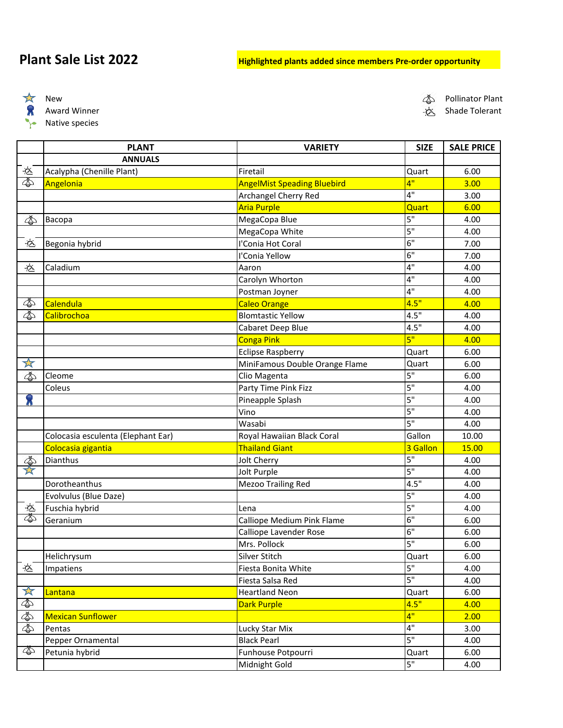# Plant Sale List 2022

**Highlighted plants added since members Pre-order opportunity**

| Icon | Legend |
|---|---|
| ☆ | New |
| 🎗 | Award Winner |
| 🌱 | Native species |
| 🐝 | Pollinator Plant |
| ⛅ | Shade Tolerant |

| | PLANT | VARIETY | SIZE | SALE PRICE |
|---|---|---|---|---|
| | **ANNUALS** | | | |
| Shade Tolerant | Acalypha (Chenille Plant) | Firetail | Quart | 6.00 |
| Pollinator Plant | Angelonia | AngelMist Speading Bluebird | 4" | 3.00 |
| | | Archangel Cherry Red | 4" | 3.00 |
| | | Aria Purple | Quart | 6.00 |
| Pollinator Plant | Bacopa | MegaCopa Blue | 5" | 4.00 |
| | | MegaCopa White | 5" | 4.00 |
| Shade Tolerant | Begonia hybrid | I'Conia Hot Coral | 6" | 7.00 |
| | | I'Conia Yellow | 6" | 7.00 |
| Shade Tolerant | Caladium | Aaron | 4" | 4.00 |
| | | Carolyn Whorton | 4" | 4.00 |
| | | Postman Joyner | 4" | 4.00 |
| Pollinator Plant | Calendula | Caleo Orange | 4.5" | 4.00 |
| Pollinator Plant | Calibrochoa | Blomtastic Yellow | 4.5" | 4.00 |
| | | Cabaret Deep Blue | 4.5" | 4.00 |
| | | Conga Pink | 5" | 4.00 |
| | | Eclipse Raspberry | Quart | 6.00 |
| New | | MiniFamous Double Orange Flame | Quart | 6.00 |
| Pollinator Plant | Cleome | Clio Magenta | 5" | 6.00 |
| | Coleus | Party Time Pink Fizz | 5" | 4.00 |
| Award Winner | | Pineapple Splash | 5" | 4.00 |
| | | Vino | 5" | 4.00 |
| | | Wasabi | 5" | 4.00 |
| | Colocasia esculenta (Elephant Ear) | Royal Hawaiian Black Coral | Gallon | 10.00 |
| | Colocasia gigantia | Thailand Giant | 3 Gallon | 15.00 |
| Pollinator Plant | Dianthus | Jolt Cherry | 5" | 4.00 |
| New | | Jolt Purple | 5" | 4.00 |
| | Dorotheanthus | Mezoo Trailing Red | 4.5" | 4.00 |
| | Evolvulus (Blue Daze) | | 5" | 4.00 |
| Shade Tolerant | Fuschia hybrid | Lena | 5" | 4.00 |
| Pollinator Plant | Geranium | Calliope Medium Pink Flame | 6" | 6.00 |
| | | Calliope Lavender Rose | 6" | 6.00 |
| | | Mrs. Pollock | 5" | 6.00 |
| | Helichrysum | Silver Stitch | Quart | 6.00 |
| Shade Tolerant | Impatiens | Fiesta Bonita White | 5" | 4.00 |
| | | Fiesta Salsa Red | 5" | 4.00 |
| New | Lantana | Heartland Neon | Quart | 6.00 |
| Pollinator Plant | | Dark Purple | 4.5" | 4.00 |
| Pollinator Plant | Mexican Sunflower | | 4" | 2.00 |
| Pollinator Plant | Pentas | Lucky Star Mix | 4" | 3.00 |
| | Pepper Ornamental | Black Pearl | 5" | 4.00 |
| Pollinator Plant | Petunia hybrid | Funhouse Potpourri | Quart | 6.00 |
| | | Midnight Gold | 5" | 4.00 |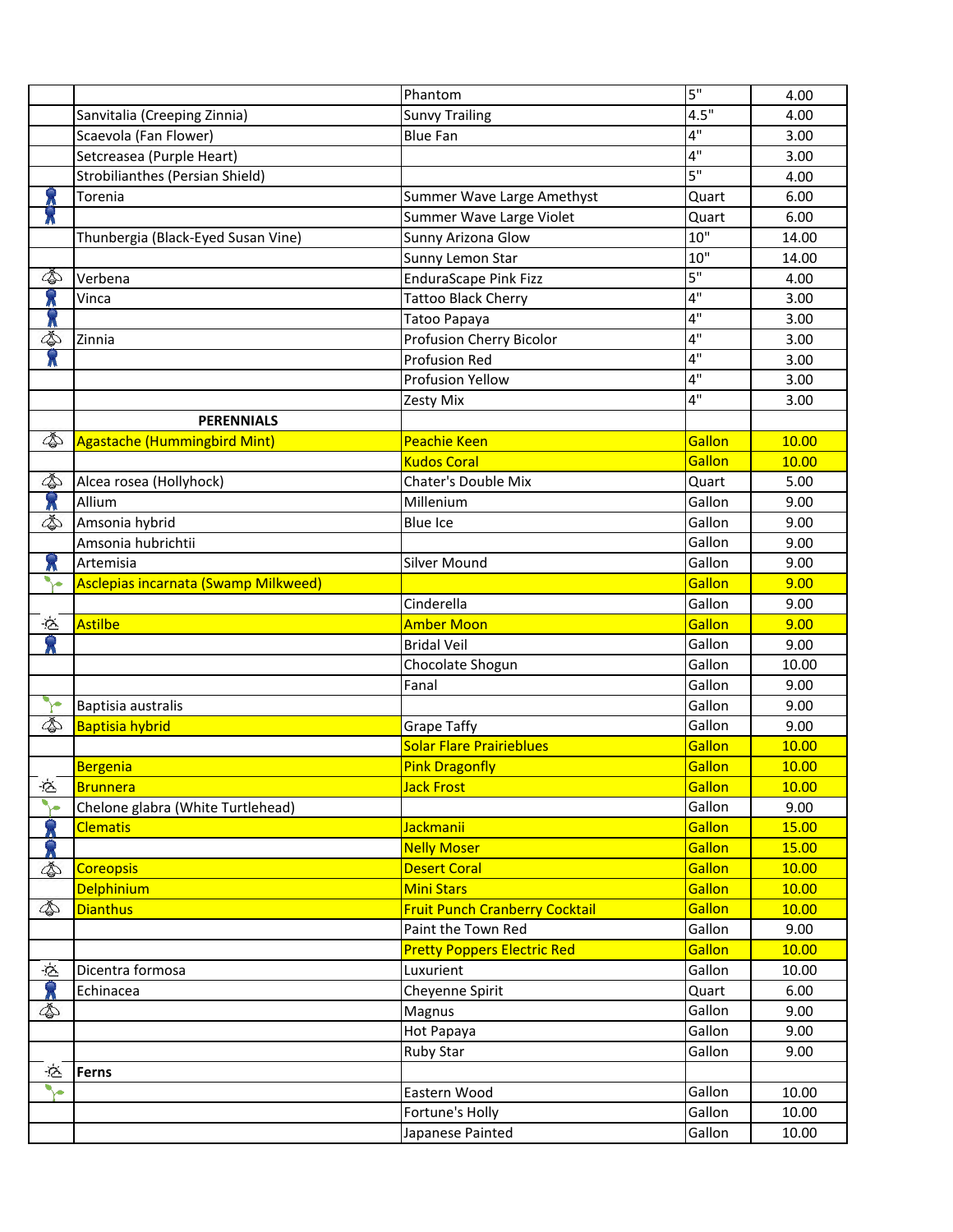|  |  |  |  |  |
|---|---|---|---|---|
|  |  | Phantom | 5" | 4.00 |
|  | Sanvitalia (Creeping Zinnia) | Sunvy Trailing | 4.5" | 4.00 |
|  | Scaevola (Fan Flower) | Blue Fan | 4" | 3.00 |
|  | Setcreasea (Purple Heart) |  | 4" | 3.00 |
|  | Strobilianthes (Persian Shield) |  | 5" | 4.00 |
|  | Torenia | Summer Wave Large Amethyst | Quart | 6.00 |
|  |  | Summer Wave Large Violet | Quart | 6.00 |
|  | Thunbergia (Black-Eyed Susan Vine) | Sunny Arizona Glow | 10" | 14.00 |
|  |  | Sunny Lemon Star | 10" | 14.00 |
|  | Verbena | EnduraScape Pink Fizz | 5" | 4.00 |
|  | Vinca | Tattoo Black Cherry | 4" | 3.00 |
|  |  | Tatoo Papaya | 4" | 3.00 |
|  | Zinnia | Profusion Cherry Bicolor | 4" | 3.00 |
|  |  | Profusion Red | 4" | 3.00 |
|  |  | Profusion Yellow | 4" | 3.00 |
|  |  | Zesty Mix | 4" | 3.00 |
|  | **PERENNIALS** |  |  |  |
|  | Agastache (Hummingbird Mint) | Peachie Keen | Gallon | 10.00 |
|  |  | Kudos Coral | Gallon | 10.00 |
|  | Alcea rosea (Hollyhock) | Chater's Double Mix | Quart | 5.00 |
|  | Allium | Millenium | Gallon | 9.00 |
|  | Amsonia hybrid | Blue Ice | Gallon | 9.00 |
|  | Amsonia hubrichtii |  | Gallon | 9.00 |
|  | Artemisia | Silver Mound | Gallon | 9.00 |
|  | Asclepias incarnata (Swamp Milkweed) |  | Gallon | 9.00 |
|  |  | Cinderella | Gallon | 9.00 |
|  | Astilbe | Amber Moon | Gallon | 9.00 |
|  |  | Bridal Veil | Gallon | 9.00 |
|  |  | Chocolate Shogun | Gallon | 10.00 |
|  |  | Fanal | Gallon | 9.00 |
|  | Baptisia australis |  | Gallon | 9.00 |
|  | Baptisia hybrid | Grape Taffy | Gallon | 9.00 |
|  |  | Solar Flare Prairieblues | Gallon | 10.00 |
|  | Bergenia | Pink Dragonfly | Gallon | 10.00 |
|  | Brunnera | Jack Frost | Gallon | 10.00 |
|  | Chelone glabra (White Turtlehead) |  | Gallon | 9.00 |
|  | Clematis | Jackmanii | Gallon | 15.00 |
|  |  | Nelly Moser | Gallon | 15.00 |
|  | Coreopsis | Desert Coral | Gallon | 10.00 |
|  | Delphinium | Mini Stars | Gallon | 10.00 |
|  | Dianthus | Fruit Punch Cranberry Cocktail | Gallon | 10.00 |
|  |  | Paint the Town Red | Gallon | 9.00 |
|  |  | Pretty Poppers Electric Red | Gallon | 10.00 |
|  | Dicentra formosa | Luxurient | Gallon | 10.00 |
|  | Echinacea | Cheyenne Spirit | Quart | 6.00 |
|  |  | Magnus | Gallon | 9.00 |
|  |  | Hot Papaya | Gallon | 9.00 |
|  |  | Ruby Star | Gallon | 9.00 |
|  | **Ferns** |  |  |  |
|  |  | Eastern Wood | Gallon | 10.00 |
|  |  | Fortune's Holly | Gallon | 10.00 |
|  |  | Japanese Painted | Gallon | 10.00 |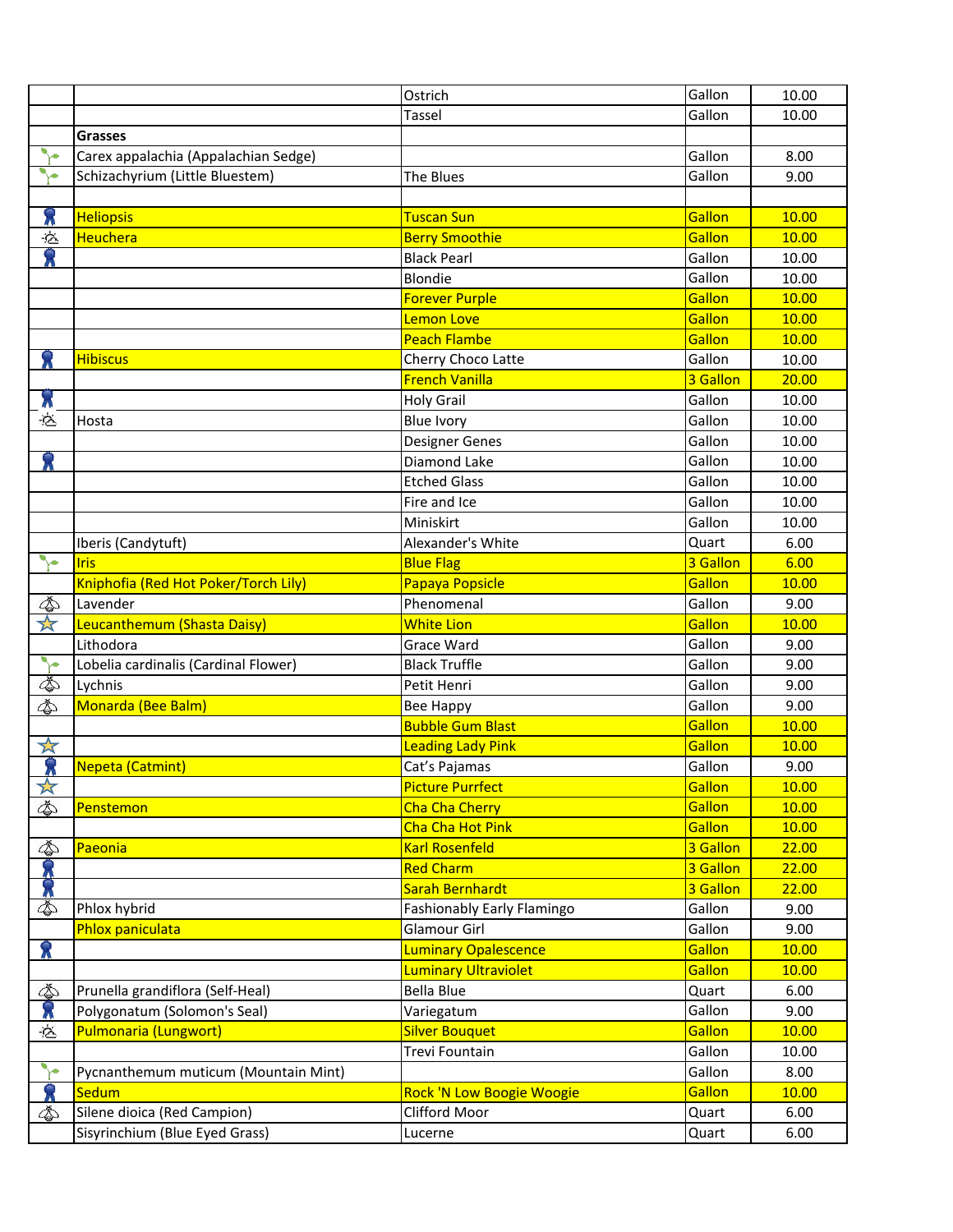|  |  |  |  |  |
|---|---|---|---|---|
|  |  | Ostrich | Gallon | 10.00 |
|  |  | Tassel | Gallon | 10.00 |
|  | **Grasses** |  |  |  |
|  | Carex appalachia (Appalachian Sedge) |  | Gallon | 8.00 |
|  | Schizachyrium (Little Bluestem) | The Blues | Gallon | 9.00 |
|  |  |  |  |  |
|  | Heliopsis | Tuscan Sun | Gallon | 10.00 |
|  | Heuchera | Berry Smoothie | Gallon | 10.00 |
|  |  | Black Pearl | Gallon | 10.00 |
|  |  | Blondie | Gallon | 10.00 |
|  |  | Forever Purple | Gallon | 10.00 |
|  |  | Lemon Love | Gallon | 10.00 |
|  |  | Peach Flambe | Gallon | 10.00 |
|  | Hibiscus | Cherry Choco Latte | Gallon | 10.00 |
|  |  | French Vanilla | 3 Gallon | 20.00 |
|  |  | Holy Grail | Gallon | 10.00 |
|  | Hosta | Blue Ivory | Gallon | 10.00 |
|  |  | Designer Genes | Gallon | 10.00 |
|  |  | Diamond Lake | Gallon | 10.00 |
|  |  | Etched Glass | Gallon | 10.00 |
|  |  | Fire and Ice | Gallon | 10.00 |
|  |  | Miniskirt | Gallon | 10.00 |
|  | Iberis (Candytuft) | Alexander's White | Quart | 6.00 |
|  | Iris | Blue Flag | 3 Gallon | 6.00 |
|  | Kniphofia (Red Hot Poker/Torch Lily) | Papaya Popsicle | Gallon | 10.00 |
|  | Lavender | Phenomenal | Gallon | 9.00 |
|  | Leucanthemum (Shasta Daisy) | White Lion | Gallon | 10.00 |
|  | Lithodora | Grace Ward | Gallon | 9.00 |
|  | Lobelia cardinalis (Cardinal Flower) | Black Truffle | Gallon | 9.00 |
|  | Lychnis | Petit Henri | Gallon | 9.00 |
|  | Monarda (Bee Balm) | Bee Happy | Gallon | 9.00 |
|  |  | Bubble Gum Blast | Gallon | 10.00 |
|  |  | Leading Lady Pink | Gallon | 10.00 |
|  | Nepeta (Catmint) | Cat's Pajamas | Gallon | 9.00 |
|  |  | Picture Purrfect | Gallon | 10.00 |
|  | Penstemon | Cha Cha Cherry | Gallon | 10.00 |
|  |  | Cha Cha Hot Pink | Gallon | 10.00 |
|  | Paeonia | Karl Rosenfeld | 3 Gallon | 22.00 |
|  |  | Red Charm | 3 Gallon | 22.00 |
|  |  | Sarah Bernhardt | 3 Gallon | 22.00 |
|  | Phlox hybrid | Fashionably Early Flamingo | Gallon | 9.00 |
|  | Phlox paniculata | Glamour Girl | Gallon | 9.00 |
|  |  | Luminary Opalescence | Gallon | 10.00 |
|  |  | Luminary Ultraviolet | Gallon | 10.00 |
|  | Prunella grandiflora (Self-Heal) | Bella Blue | Quart | 6.00 |
|  | Polygonatum (Solomon's Seal) | Variegatum | Gallon | 9.00 |
|  | Pulmonaria (Lungwort) | Silver Bouquet | Gallon | 10.00 |
|  |  | Trevi Fountain | Gallon | 10.00 |
|  | Pycnanthemum muticum (Mountain Mint) |  | Gallon | 8.00 |
|  | Sedum | Rock 'N Low Boogie Woogie | Gallon | 10.00 |
|  | Silene dioica (Red Campion) | Clifford Moor | Quart | 6.00 |
|  | Sisyrinchium (Blue Eyed Grass) | Lucerne | Quart | 6.00 |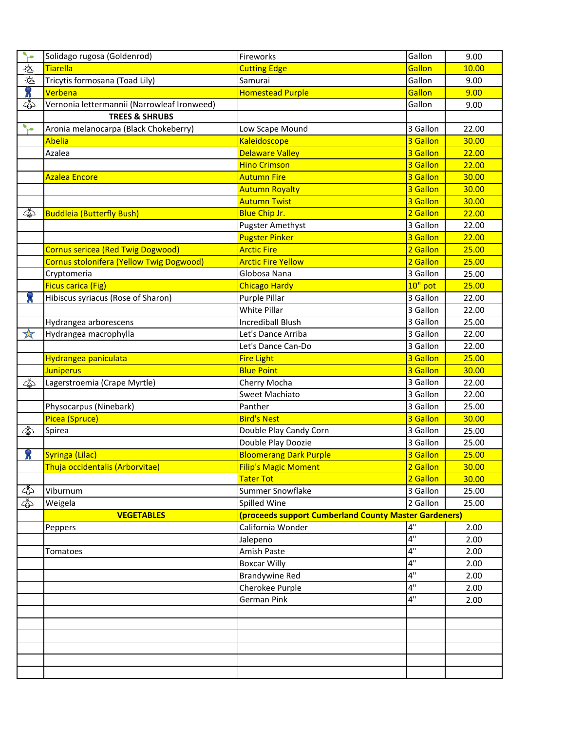| | | | | |
|---|---|---|---|---|
| | Solidago rugosa (Goldenrod) | Fireworks | Gallon | 9.00 |
| | Tiarella | Cutting Edge | Gallon | 10.00 |
| | Tricytis formosana (Toad Lily) | Samurai | Gallon | 9.00 |
| | Verbena | Homestead Purple | Gallon | 9.00 |
| | Vernonia lettermannii (Narrowleaf Ironweed) | | Gallon | 9.00 |
| | **TREES & SHRUBS** | | | |
| | Aronia melanocarpa (Black Chokeberry) | Low Scape Mound | 3 Gallon | 22.00 |
| | Abelia | Kaleidoscope | 3 Gallon | 30.00 |
| | Azalea | Delaware Valley | 3 Gallon | 22.00 |
| | | Hino Crimson | 3 Gallon | 22.00 |
| | Azalea Encore | Autumn Fire | 3 Gallon | 30.00 |
| | | Autumn Royalty | 3 Gallon | 30.00 |
| | | Autumn Twist | 3 Gallon | 30.00 |
| | Buddleia (Butterfly Bush) | Blue Chip Jr. | 2 Gallon | 22.00 |
| | | Pugster Amethyst | 3 Gallon | 22.00 |
| | | Pugster Pinker | 3 Gallon | 22.00 |
| | Cornus sericea (Red Twig Dogwood) | Arctic Fire | 2 Gallon | 25.00 |
| | Cornus stolonifera (Yellow Twig Dogwood) | Arctic Fire Yellow | 2 Gallon | 25.00 |
| | Cryptomeria | Globosa Nana | 3 Gallon | 25.00 |
| | Ficus carica (Fig) | Chicago Hardy | 10" pot | 25.00 |
| | Hibiscus syriacus (Rose of Sharon) | Purple Pillar | 3 Gallon | 22.00 |
| | | White Pillar | 3 Gallon | 22.00 |
| | Hydrangea arborescens | Incrediball Blush | 3 Gallon | 25.00 |
| | Hydrangea macrophylla | Let's Dance Arriba | 3 Gallon | 22.00 |
| | | Let's Dance Can-Do | 3 Gallon | 22.00 |
| | Hydrangea paniculata | Fire Light | 3 Gallon | 25.00 |
| | Juniperus | Blue Point | 3 Gallon | 30.00 |
| | Lagerstroemia (Crape Myrtle) | Cherry Mocha | 3 Gallon | 22.00 |
| | | Sweet Machiato | 3 Gallon | 22.00 |
| | Physocarpus (Ninebark) | Panther | 3 Gallon | 25.00 |
| | Picea (Spruce) | Bird's Nest | 3 Gallon | 30.00 |
| | Spirea | Double Play Candy Corn | 3 Gallon | 25.00 |
| | | Double Play Doozie | 3 Gallon | 25.00 |
| | Syringa (Lilac) | Bloomerang Dark Purple | 3 Gallon | 25.00 |
| | Thuja occidentalis (Arborvitae) | Filip's Magic Moment | 2 Gallon | 30.00 |
| | | Tater Tot | 2 Gallon | 30.00 |
| | Viburnum | Summer Snowflake | 3 Gallon | 25.00 |
| | Weigela | Spilled Wine | 2 Gallon | 25.00 |
| | **VEGETABLES** | **(proceeds support Cumberland County Master Gardeners)** | | |
| | Peppers | California Wonder | 4" | 2.00 |
| | | Jalepeno | 4" | 2.00 |
| | Tomatoes | Amish Paste | 4" | 2.00 |
| | | Boxcar Willy | 4" | 2.00 |
| | | Brandywine Red | 4" | 2.00 |
| | | Cherokee Purple | 4" | 2.00 |
| | | German Pink | 4" | 2.00 |